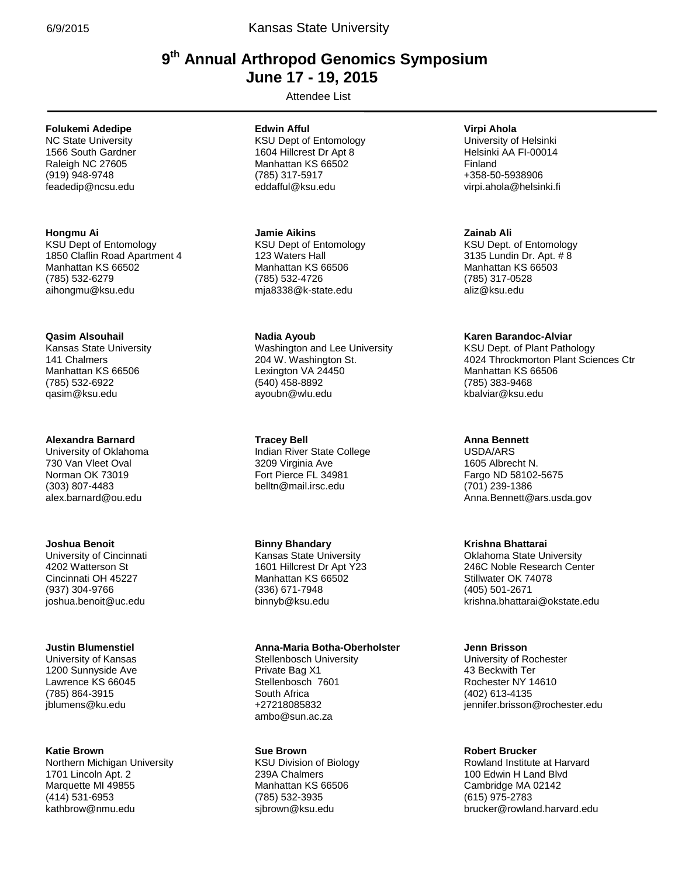# 9th Annual Arthropod Genomics Symposium
## June 17 - 19, 2015

Attendee List

**Folukemi Adedipe**
NC State University
1566 South Gardner
Raleigh NC 27605
(919) 948-9748
feadedip@ncsu.edu

**Edwin Afful**
KSU Dept of Entomology
1604 Hillcrest Dr Apt 8
Manhattan KS 66502
(785) 317-5917
eddafful@ksu.edu

**Virpi Ahola**
University of Helsinki
Helsinki AA FI-00014
Finland
+358-50-5938906
virpi.ahola@helsinki.fi

**Hongmu Ai**
KSU Dept of Entomology
1850 Claflin Road Apartment 4
Manhattan KS 66502
(785) 532-6279
aihongmu@ksu.edu

**Jamie Aikins**
KSU Dept of Entomology
123 Waters Hall
Manhattan KS 66506
(785) 532-4726
mja8338@k-state.edu

**Zainab Ali**
KSU Dept. of Entomology
3135 Lundin Dr. Apt. # 8
Manhattan KS 66503
(785) 317-0528
aliz@ksu.edu

**Qasim Alsouhail**
Kansas State University
141 Chalmers
Manhattan KS 66506
(785) 532-6922
qasim@ksu.edu

**Nadia Ayoub**
Washington and Lee University
204 W. Washington St.
Lexington VA 24450
(540) 458-8892
ayoubn@wlu.edu

**Karen Barandoc-Alviar**
KSU Dept. of Plant Pathology
4024 Throckmorton Plant Sciences Ctr
Manhattan KS 66506
(785) 383-9468
kbalviar@ksu.edu

**Alexandra Barnard**
University of Oklahoma
730 Van Vleet Oval
Norman OK 73019
(303) 807-4483
alex.barnard@ou.edu

**Tracey Bell**
Indian River State College
3209 Virginia Ave
Fort Pierce FL 34981
belltn@mail.irsc.edu

**Anna Bennett**
USDA/ARS
1605 Albrecht N.
Fargo ND 58102-5675
(701) 239-1386
Anna.Bennett@ars.usda.gov

**Joshua Benoit**
University of Cincinnati
4202 Watterson St
Cincinnati OH 45227
(937) 304-9766
joshua.benoit@uc.edu

**Binny Bhandary**
Kansas State University
1601 Hillcrest Dr Apt Y23
Manhattan KS 66502
(336) 671-7948
binnyb@ksu.edu

**Krishna Bhattarai**
Oklahoma State University
246C Noble Research Center
Stillwater OK 74078
(405) 501-2671
krishna.bhattarai@okstate.edu

**Justin Blumenstiel**
University of Kansas
1200 Sunnyside Ave
Lawrence KS 66045
(785) 864-3915
jblumens@ku.edu

**Anna-Maria Botha-Oberholster**
Stellenbosch University
Private Bag X1
Stellenbosch 7601
South Africa
+27218085832
ambo@sun.ac.za

**Jenn Brisson**
University of Rochester
43 Beckwith Ter
Rochester NY 14610
(402) 613-4135
jennifer.brisson@rochester.edu

**Katie Brown**
Northern Michigan University
1701 Lincoln Apt. 2
Marquette MI 49855
(414) 531-6953
kathbrow@nmu.edu

**Sue Brown**
KSU Division of Biology
239A Chalmers
Manhattan KS 66506
(785) 532-3935
sjbrown@ksu.edu

**Robert Brucker**
Rowland Institute at Harvard
100 Edwin H Land Blvd
Cambridge MA 02142
(615) 975-2783
brucker@rowland.harvard.edu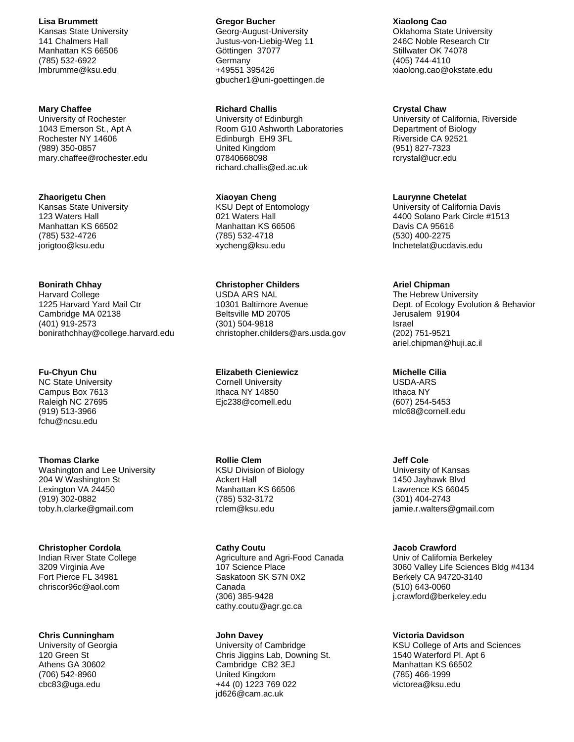**Lisa Brummett**
Kansas State University
141 Chalmers Hall
Manhattan KS 66506
(785) 532-6922
lmbrumme@ksu.edu

**Gregor Bucher**
Georg-August-University
Justus-von-Liebig-Weg 11
Göttingen 37077
Germany
+49551 395426
gbucher1@uni-goettingen.de

**Xiaolong Cao**
Oklahoma State University
246C Noble Research Ctr
Stillwater OK 74078
(405) 744-4110
xiaolong.cao@okstate.edu

**Mary Chaffee**
University of Rochester
1043 Emerson St., Apt A
Rochester NY 14606
(989) 350-0857
mary.chaffee@rochester.edu

**Richard Challis**
University of Edinburgh
Room G10 Ashworth Laboratories
Edinburgh EH9 3FL
United Kingdom
07840668098
richard.challis@ed.ac.uk

**Crystal Chaw**
University of California, Riverside
Department of Biology
Riverside CA 92521
(951) 827-7323
rcrystal@ucr.edu

**Zhaorigetu Chen**
Kansas State University
123 Waters Hall
Manhattan KS 66502
(785) 532-4726
jorigtoo@ksu.edu

**Xiaoyan Cheng**
KSU Dept of Entomology
021 Waters Hall
Manhattan KS 66506
(785) 532-4718
xycheng@ksu.edu

**Laurynne Chetelat**
University of California Davis
4400 Solano Park Circle #1513
Davis CA 95616
(530) 400-2275
lnchetelat@ucdavis.edu

**Bonirath Chhay**
Harvard College
1225 Harvard Yard Mail Ctr
Cambridge MA 02138
(401) 919-2573
bonirathchhay@college.harvard.edu

**Christopher Childers**
USDA ARS NAL
10301 Baltimore Avenue
Beltsville MD 20705
(301) 504-9818
christopher.childers@ars.usda.gov

**Ariel Chipman**
The Hebrew University
Dept. of Ecology Evolution & Behavior
Jerusalem 91904
Israel
(202) 751-9521
ariel.chipman@huji.ac.il

**Fu-Chyun Chu**
NC State University
Campus Box 7613
Raleigh NC 27695
(919) 513-3966
fchu@ncsu.edu

**Elizabeth Cieniewicz**
Cornell University
Ithaca NY 14850
Ejc238@cornell.edu

**Michelle Cilia**
USDA-ARS
Ithaca NY
(607) 254-5453
mlc68@cornell.edu

**Thomas Clarke**
Washington and Lee University
204 W Washington St
Lexington VA 24450
(919) 302-0882
toby.h.clarke@gmail.com

**Rollie Clem**
KSU Division of Biology
Ackert Hall
Manhattan KS 66506
(785) 532-3172
rclem@ksu.edu

**Jeff Cole**
University of Kansas
1450 Jayhawk Blvd
Lawrence KS 66045
(301) 404-2743
jamie.r.walters@gmail.com

**Christopher Cordola**
Indian River State College
3209 Virginia Ave
Fort Pierce FL 34981
chriscor96c@aol.com

**Cathy Coutu**
Agriculture and Agri-Food Canada
107 Science Place
Saskatoon SK S7N 0X2
Canada
(306) 385-9428
cathy.coutu@agr.gc.ca

**Jacob Crawford**
Univ of California Berkeley
3060 Valley Life Sciences Bldg #4134
Berkely CA 94720-3140
(510) 643-0060
j.crawford@berkeley.edu

**Chris Cunningham**
University of Georgia
120 Green St
Athens GA 30602
(706) 542-8960
cbc83@uga.edu

**John Davey**
University of Cambridge
Chris Jiggins Lab, Downing St.
Cambridge CB2 3EJ
United Kingdom
+44 (0) 1223 769 022
jd626@cam.ac.uk

**Victoria Davidson**
KSU College of Arts and Sciences
1540 Waterford Pl. Apt 6
Manhattan KS 66502
(785) 466-1999
victorea@ksu.edu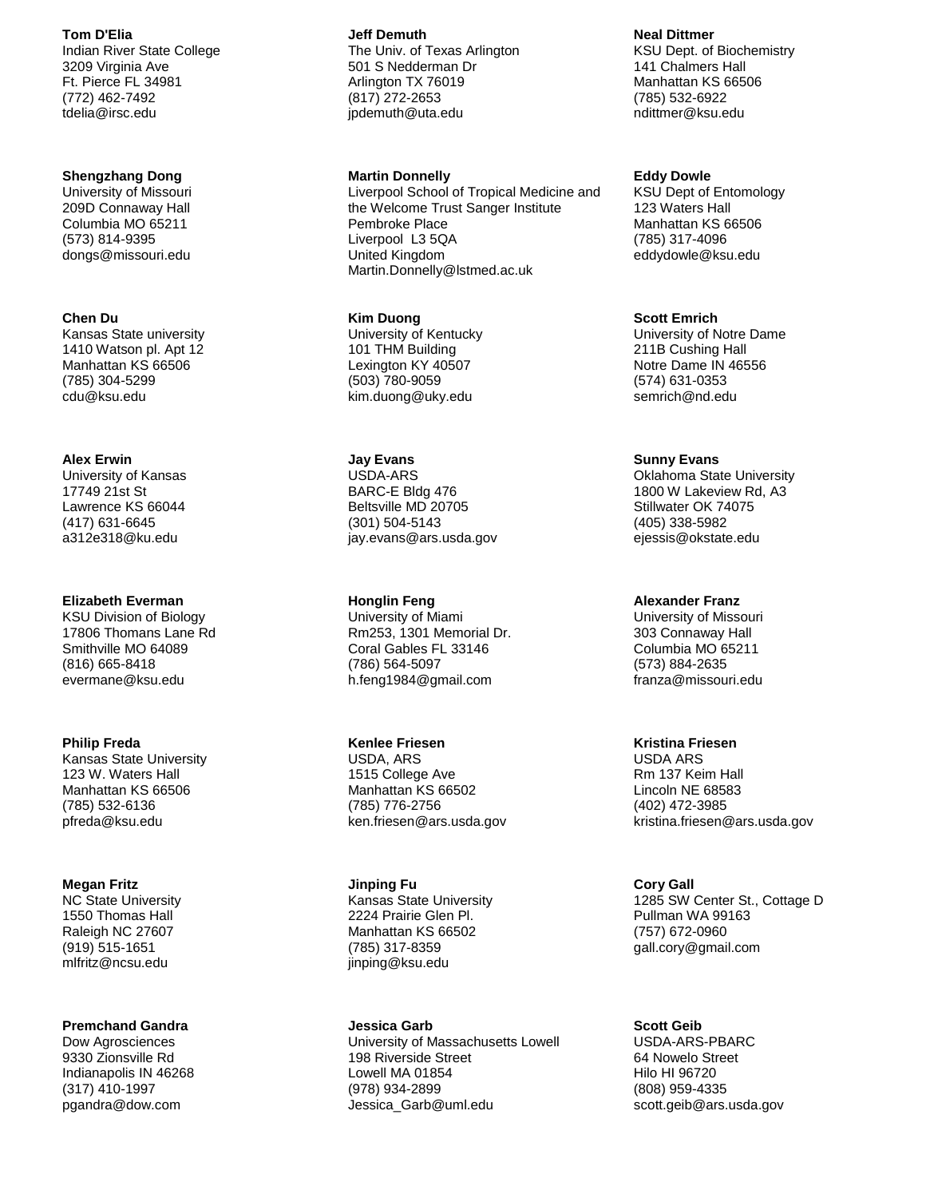**Tom D'Elia**
Indian River State College
3209 Virginia Ave
Ft. Pierce FL 34981
(772) 462-7492
tdelia@irsc.edu

**Jeff Demuth**
The Univ. of Texas Arlington
501 S Nedderman Dr
Arlington TX 76019
(817) 272-2653
jpdemuth@uta.edu

**Neal Dittmer**
KSU Dept. of Biochemistry
141 Chalmers Hall
Manhattan KS 66506
(785) 532-6922
ndittmer@ksu.edu

**Shengzhang Dong**
University of Missouri
209D Connaway Hall
Columbia MO 65211
(573) 814-9395
dongs@missouri.edu

**Martin Donnelly**
Liverpool School of Tropical Medicine and the Welcome Trust Sanger Institute
Pembroke Place
Liverpool L3 5QA
United Kingdom
Martin.Donnelly@lstmed.ac.uk

**Eddy Dowle**
KSU Dept of Entomology
123 Waters Hall
Manhattan KS 66506
(785) 317-4096
eddydowle@ksu.edu

**Chen Du**
Kansas State university
1410 Watson pl. Apt 12
Manhattan KS 66506
(785) 304-5299
cdu@ksu.edu

**Kim Duong**
University of Kentucky
101 THM Building
Lexington KY 40507
(503) 780-9059
kim.duong@uky.edu

**Scott Emrich**
University of Notre Dame
211B Cushing Hall
Notre Dame IN 46556
(574) 631-0353
semrich@nd.edu

**Alex Erwin**
University of Kansas
17749 21st St
Lawrence KS 66044
(417) 631-6645
a312e318@ku.edu

**Jay Evans**
USDA-ARS
BARC-E Bldg 476
Beltsville MD 20705
(301) 504-5143
jay.evans@ars.usda.gov

**Sunny Evans**
Oklahoma State University
1800 W Lakeview Rd, A3
Stillwater OK 74075
(405) 338-5982
ejessis@okstate.edu

**Elizabeth Everman**
KSU Division of Biology
17806 Thomans Lane Rd
Smithville MO 64089
(816) 665-8418
evermane@ksu.edu

**Honglin Feng**
University of Miami
Rm253, 1301 Memorial Dr.
Coral Gables FL 33146
(786) 564-5097
h.feng1984@gmail.com

**Alexander Franz**
University of Missouri
303 Connaway Hall
Columbia MO 65211
(573) 884-2635
franza@missouri.edu

**Philip Freda**
Kansas State University
123 W. Waters Hall
Manhattan KS 66506
(785) 532-6136
pfreda@ksu.edu

**Kenlee Friesen**
USDA, ARS
1515 College Ave
Manhattan KS 66502
(785) 776-2756
ken.friesen@ars.usda.gov

**Kristina Friesen**
USDA ARS
Rm 137 Keim Hall
Lincoln NE 68583
(402) 472-3985
kristina.friesen@ars.usda.gov

**Megan Fritz**
NC State University
1550 Thomas Hall
Raleigh NC 27607
(919) 515-1651
mlfritz@ncsu.edu

**Jinping Fu**
Kansas State University
2224 Prairie Glen Pl.
Manhattan KS 66502
(785) 317-8359
jinping@ksu.edu

**Cory Gall**
1285 SW Center St., Cottage D
Pullman WA 99163
(757) 672-0960
gall.cory@gmail.com

**Premchand Gandra**
Dow Agrosciences
9330 Zionsville Rd
Indianapolis IN 46268
(317) 410-1997
pgandra@dow.com

**Jessica Garb**
University of Massachusetts Lowell
198 Riverside Street
Lowell MA 01854
(978) 934-2899
Jessica_Garb@uml.edu

**Scott Geib**
USDA-ARS-PBARC
64 Nowelo Street
Hilo HI 96720
(808) 959-4335
scott.geib@ars.usda.gov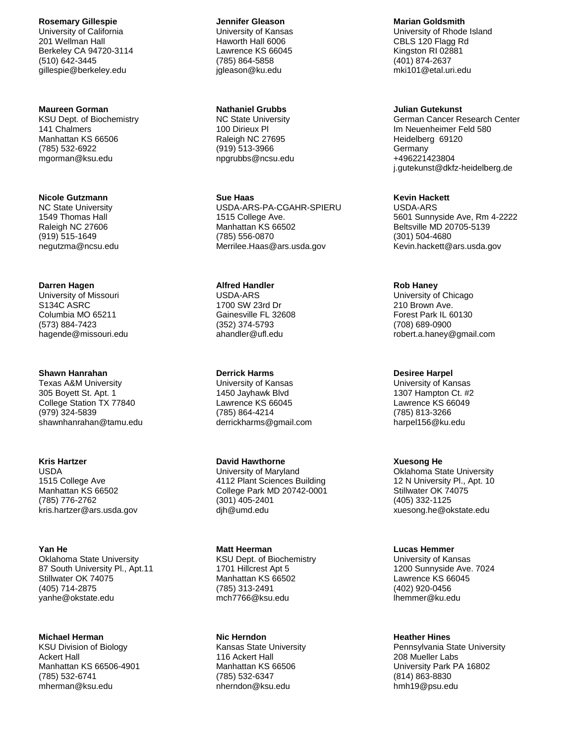**Rosemary Gillespie**
University of California
201 Wellman Hall
Berkeley CA 94720-3114
(510) 642-3445
gillespie@berkeley.edu

**Jennifer Gleason**
University of Kansas
Haworth Hall 6006
Lawrence KS 66045
(785) 864-5858
jgleason@ku.edu

**Marian Goldsmith**
University of Rhode Island
CBLS 120 Flagg Rd
Kingston RI 02881
(401) 874-2637
mki101@etal.uri.edu

**Maureen Gorman**
KSU Dept. of Biochemistry
141 Chalmers
Manhattan KS 66506
(785) 532-6922
mgorman@ksu.edu

**Nathaniel Grubbs**
NC State University
100 Dirieux Pl
Raleigh NC 27695
(919) 513-3966
npgrubbs@ncsu.edu

**Julian Gutekunst**
German Cancer Research Center
Im Neuenheimer Feld 580
Heidelberg 69120
Germany
+496221423804
j.gutekunst@dkfz-heidelberg.de

**Nicole Gutzmann**
NC State University
1549 Thomas Hall
Raleigh NC 27606
(919) 515-1649
negutzma@ncsu.edu

**Sue Haas**
USDA-ARS-PA-CGAHR-SPIERU
1515 College Ave.
Manhattan KS 66502
(785) 556-0870
Merrilee.Haas@ars.usda.gov

**Kevin Hackett**
USDA-ARS
5601 Sunnyside Ave, Rm 4-2222
Beltsville MD 20705-5139
(301) 504-4680
Kevin.hackett@ars.usda.gov

**Darren Hagen**
University of Missouri
S134C ASRC
Columbia MO 65211
(573) 884-7423
hagende@missouri.edu

**Alfred Handler**
USDA-ARS
1700 SW 23rd Dr
Gainesville FL 32608
(352) 374-5793
ahandler@ufl.edu

**Rob Haney**
University of Chicago
210 Brown Ave.
Forest Park IL 60130
(708) 689-0900
robert.a.haney@gmail.com

**Shawn Hanrahan**
Texas A&M University
305 Boyett St. Apt. 1
College Station TX 77840
(979) 324-5839
shawnhanrahan@tamu.edu

**Derrick Harms**
University of Kansas
1450 Jayhawk Blvd
Lawrence KS 66045
(785) 864-4214
derrickharms@gmail.com

**Desiree Harpel**
University of Kansas
1307 Hampton Ct. #2
Lawrence KS 66049
(785) 813-3266
harpel156@ku.edu

**Kris Hartzer**
USDA
1515 College Ave
Manhattan KS 66502
(785) 776-2762
kris.hartzer@ars.usda.gov

**David Hawthorne**
University of Maryland
4112 Plant Sciences Building
College Park MD 20742-0001
(301) 405-2401
djh@umd.edu

**Xuesong He**
Oklahoma State University
12 N University Pl., Apt. 10
Stillwater OK 74075
(405) 332-1125
xuesong.he@okstate.edu

**Yan He**
Oklahoma State University
87 South University Pl., Apt.11
Stillwater OK 74075
(405) 714-2875
yanhe@okstate.edu

**Matt Heerman**
KSU Dept. of Biochemistry
1701 Hillcrest Apt 5
Manhattan KS 66502
(785) 313-2491
mch7766@ksu.edu

**Lucas Hemmer**
University of Kansas
1200 Sunnyside Ave. 7024
Lawrence KS 66045
(402) 920-0456
lhemmer@ku.edu

**Michael Herman**
KSU Division of Biology
Ackert Hall
Manhattan KS 66506-4901
(785) 532-6741
mherman@ksu.edu

**Nic Herndon**
Kansas State University
116 Ackert Hall
Manhattan KS 66506
(785) 532-6347
nherndon@ksu.edu

**Heather Hines**
Pennsylvania State University
208 Mueller Labs
University Park PA 16802
(814) 863-8830
hmh19@psu.edu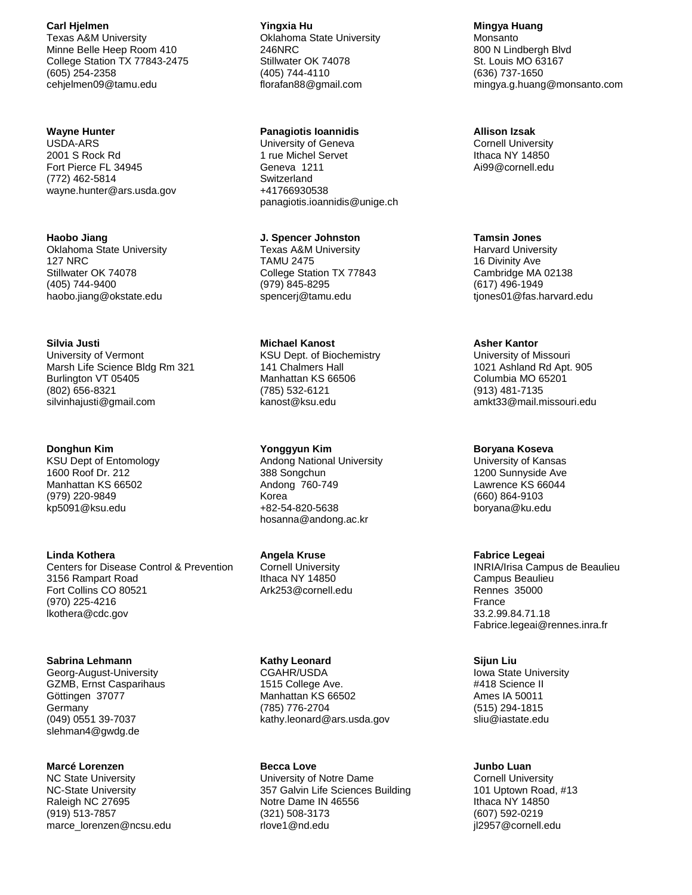**Carl Hjelmen**
Texas A&M University
Minne Belle Heep Room 410
College Station TX 77843-2475
(605) 254-2358
cehjelmen09@tamu.edu

**Yingxia Hu**
Oklahoma State University
246NRC
Stillwater OK 74078
(405) 744-4110
florafan88@gmail.com

**Mingya Huang**
Monsanto
800 N Lindbergh Blvd
St. Louis MO 63167
(636) 737-1650
mingya.g.huang@monsanto.com

**Wayne Hunter**
USDA-ARS
2001 S Rock Rd
Fort Pierce FL 34945
(772) 462-5814
wayne.hunter@ars.usda.gov

**Panagiotis Ioannidis**
University of Geneva
1 rue Michel Servet
Geneva 1211
Switzerland
+41766930538
panagiotis.ioannidis@unige.ch

**Allison Izsak**
Cornell University
Ithaca NY 14850
Ai99@cornell.edu

**Haobo Jiang**
Oklahoma State University
127 NRC
Stillwater OK 74078
(405) 744-9400
haobo.jiang@okstate.edu

**J. Spencer Johnston**
Texas A&M University
TAMU 2475
College Station TX 77843
(979) 845-8295
spencerj@tamu.edu

**Tamsin Jones**
Harvard University
16 Divinity Ave
Cambridge MA 02138
(617) 496-1949
tjones01@fas.harvard.edu

**Silvia Justi**
University of Vermont
Marsh Life Science Bldg Rm 321
Burlington VT 05405
(802) 656-8321
silvinhajusti@gmail.com

**Michael Kanost**
KSU Dept. of Biochemistry
141 Chalmers Hall
Manhattan KS 66506
(785) 532-6121
kanost@ksu.edu

**Asher Kantor**
University of Missouri
1021 Ashland Rd Apt. 905
Columbia MO 65201
(913) 481-7135
amkt33@mail.missouri.edu

**Donghun Kim**
KSU Dept of Entomology
1600 Roof Dr. 212
Manhattan KS 66502
(979) 220-9849
kp5091@ksu.edu

**Yonggyun Kim**
Andong National University
388 Songchun
Andong 760-749
Korea
+82-54-820-5638
hosanna@andong.ac.kr

**Boryana Koseva**
University of Kansas
1200 Sunnyside Ave
Lawrence KS 66044
(660) 864-9103
boryana@ku.edu

**Linda Kothera**
Centers for Disease Control & Prevention
3156 Rampart Road
Fort Collins CO 80521
(970) 225-4216
lkothera@cdc.gov

**Angela Kruse**
Cornell University
Ithaca NY 14850
Ark253@cornell.edu

**Fabrice Legeai**
INRIA/Irisa Campus de Beaulieu
Campus Beaulieu
Rennes 35000
France
33.2.99.84.71.18
Fabrice.legeai@rennes.inra.fr

**Sabrina Lehmann**
Georg-August-University
GZMB, Ernst Casparihaus
Göttingen 37077
Germany
(049) 0551 39-7037
slehman4@gwdg.de

**Kathy Leonard**
CGAHR/USDA
1515 College Ave.
Manhattan KS 66502
(785) 776-2704
kathy.leonard@ars.usda.gov

**Sijun Liu**
Iowa State University
#418 Science II
Ames IA 50011
(515) 294-1815
sliu@iastate.edu

**Marcé Lorenzen**
NC State University
NC-State University
Raleigh NC 27695
(919) 513-7857
marce_lorenzen@ncsu.edu

**Becca Love**
University of Notre Dame
357 Galvin Life Sciences Building
Notre Dame IN 46556
(321) 508-3173
rlove1@nd.edu

**Junbo Luan**
Cornell University
101 Uptown Road, #13
Ithaca NY 14850
(607) 592-0219
jl2957@cornell.edu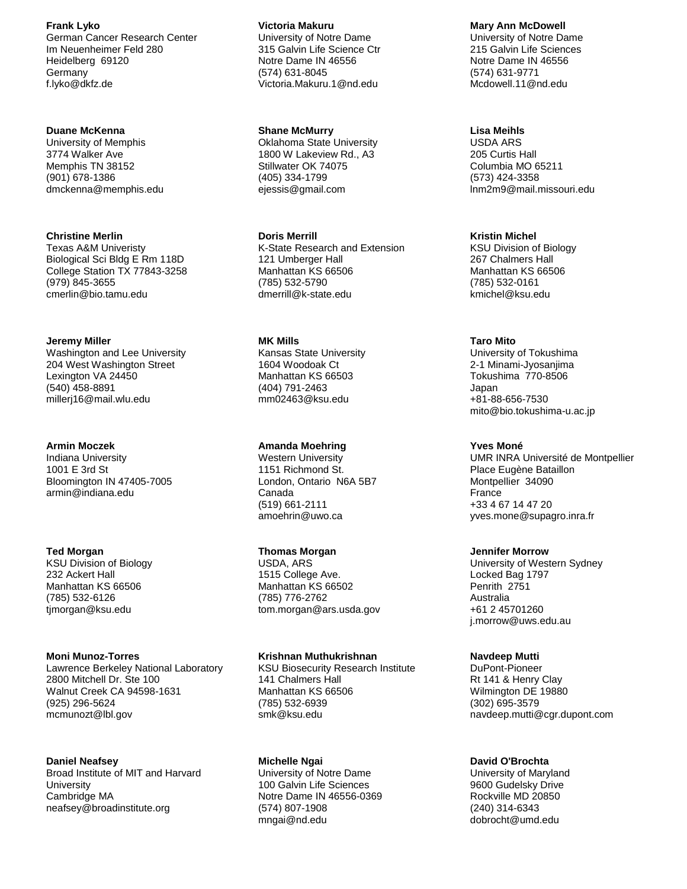**Frank Lyko**
German Cancer Research Center
Im Neuenheimer Feld 280
Heidelberg 69120
Germany
f.lyko@dkfz.de

**Victoria Makuru**
University of Notre Dame
315 Galvin Life Science Ctr
Notre Dame IN 46556
(574) 631-8045
Victoria.Makuru.1@nd.edu

**Mary Ann McDowell**
University of Notre Dame
215 Galvin Life Sciences
Notre Dame IN 46556
(574) 631-9771
Mcdowell.11@nd.edu

**Duane McKenna**
University of Memphis
3774 Walker Ave
Memphis TN 38152
(901) 678-1386
dmckenna@memphis.edu

**Shane McMurry**
Oklahoma State University
1800 W Lakeview Rd., A3
Stillwater OK 74075
(405) 334-1799
ejessis@gmail.com

**Lisa Meihls**
USDA ARS
205 Curtis Hall
Columbia MO 65211
(573) 424-3358
lnm2m9@mail.missouri.edu

**Christine Merlin**
Texas A&M Univeristy
Biological Sci Bldg E Rm 118D
College Station TX 77843-3258
(979) 845-3655
cmerlin@bio.tamu.edu

**Doris Merrill**
K-State Research and Extension
121 Umberger Hall
Manhattan KS 66506
(785) 532-5790
dmerrill@k-state.edu

**Kristin Michel**
KSU Division of Biology
267 Chalmers Hall
Manhattan KS 66506
(785) 532-0161
kmichel@ksu.edu

**Jeremy Miller**
Washington and Lee University
204 West Washington Street
Lexington VA 24450
(540) 458-8891
millerj16@mail.wlu.edu

**MK Mills**
Kansas State University
1604 Woodoak Ct
Manhattan KS 66503
(404) 791-2463
mm02463@ksu.edu

**Taro Mito**
University of Tokushima
2-1 Minami-Jyosanjima
Tokushima 770-8506
Japan
+81-88-656-7530
mito@bio.tokushima-u.ac.jp

**Armin Moczek**
Indiana University
1001 E 3rd St
Bloomington IN 47405-7005
armin@indiana.edu

**Amanda Moehring**
Western University
1151 Richmond St.
London, Ontario N6A 5B7
Canada
(519) 661-2111
amoehrin@uwo.ca

**Yves Moné**
UMR INRA Université de Montpellier
Place Eugène Bataillon
Montpellier 34090
France
+33 4 67 14 47 20
yves.mone@supagro.inra.fr

**Ted Morgan**
KSU Division of Biology
232 Ackert Hall
Manhattan KS 66506
(785) 532-6126
tjmorgan@ksu.edu

**Thomas Morgan**
USDA, ARS
1515 College Ave.
Manhattan KS 66502
(785) 776-2762
tom.morgan@ars.usda.gov

**Jennifer Morrow**
University of Western Sydney
Locked Bag 1797
Penrith 2751
Australia
+61 2 45701260
j.morrow@uws.edu.au

**Moni Munoz-Torres**
Lawrence Berkeley National Laboratory
2800 Mitchell Dr. Ste 100
Walnut Creek CA 94598-1631
(925) 296-5624
mcmunozt@lbl.gov

**Krishnan Muthukrishnan**
KSU Biosecurity Research Institute
141 Chalmers Hall
Manhattan KS 66506
(785) 532-6939
smk@ksu.edu

**Navdeep Mutti**
DuPont-Pioneer
Rt 141 & Henry Clay
Wilmington DE 19880
(302) 695-3579
navdeep.mutti@cgr.dupont.com

**Daniel Neafsey**
Broad Institute of MIT and Harvard University
Cambridge MA
neafsey@broadinstitute.org

**Michelle Ngai**
University of Notre Dame
100 Galvin Life Sciences
Notre Dame IN 46556-0369
(574) 807-1908
mngai@nd.edu

**David O'Brochta**
University of Maryland
9600 Gudelsky Drive
Rockville MD 20850
(240) 314-6343
dobrocht@umd.edu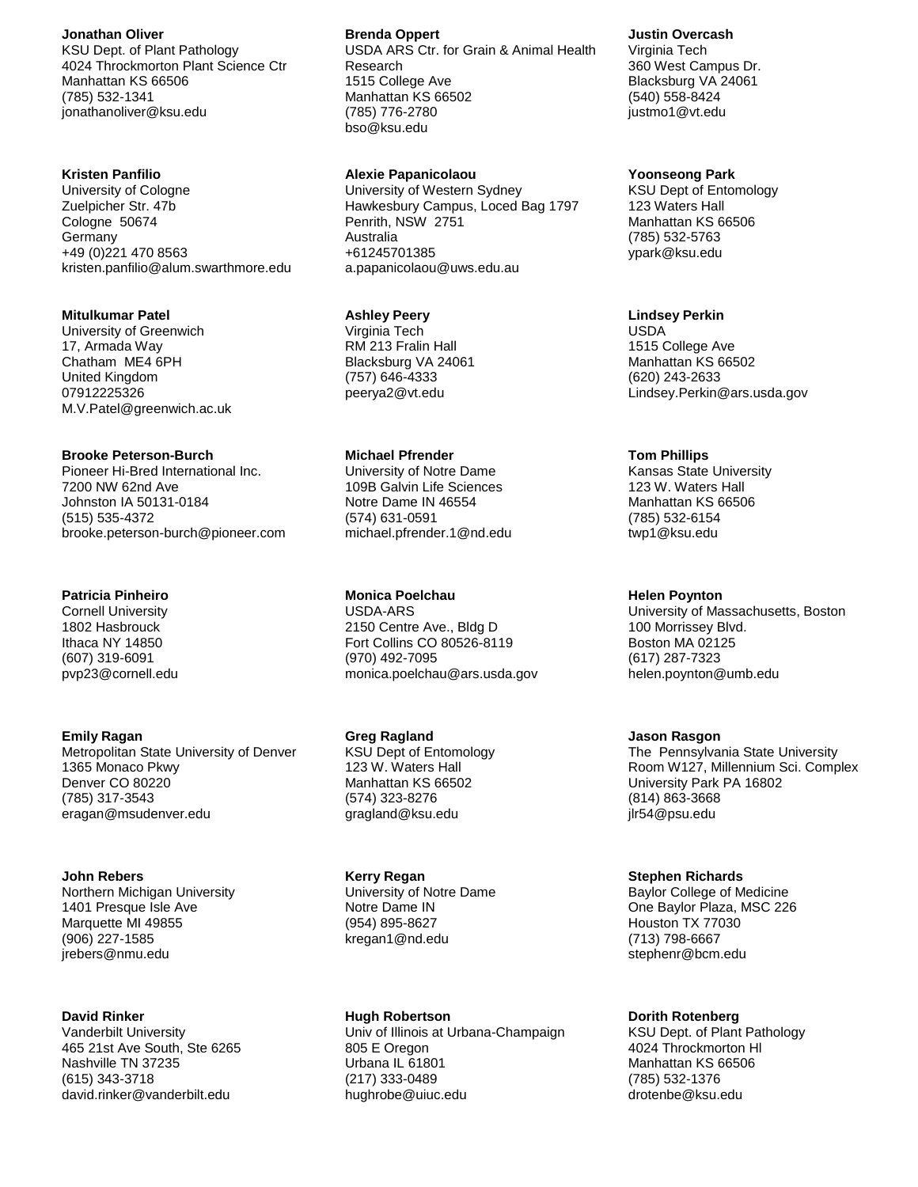**Jonathan Oliver**
KSU Dept. of Plant Pathology
4024 Throckmorton Plant Science Ctr
Manhattan KS 66506
(785) 532-1341
jonathanoliver@ksu.edu

**Brenda Oppert**
USDA ARS Ctr. for Grain & Animal Health Research
1515 College Ave
Manhattan KS 66502
(785) 776-2780
bso@ksu.edu

**Justin Overcash**
Virginia Tech
360 West Campus Dr.
Blacksburg VA 24061
(540) 558-8424
justmo1@vt.edu

**Kristen Panfilio**
University of Cologne
Zuelpicher Str. 47b
Cologne 50674
Germany
+49 (0)221 470 8563
kristen.panfilio@alum.swarthmore.edu

**Alexie Papanicolaou**
University of Western Sydney
Hawkesbury Campus, Loced Bag 1797
Penrith, NSW 2751
Australia
+61245701385
a.papanicolaou@uws.edu.au

**Yoonseong Park**
KSU Dept of Entomology
123 Waters Hall
Manhattan KS 66506
(785) 532-5763
ypark@ksu.edu

**Mitulkumar Patel**
University of Greenwich
17, Armada Way
Chatham ME4 6PH
United Kingdom
07912225326
M.V.Patel@greenwich.ac.uk

**Ashley Peery**
Virginia Tech
RM 213 Fralin Hall
Blacksburg VA 24061
(757) 646-4333
peerya2@vt.edu

**Lindsey Perkin**
USDA
1515 College Ave
Manhattan KS 66502
(620) 243-2633
Lindsey.Perkin@ars.usda.gov

**Brooke Peterson-Burch**
Pioneer Hi-Bred International Inc.
7200 NW 62nd Ave
Johnston IA 50131-0184
(515) 535-4372
brooke.peterson-burch@pioneer.com

**Michael Pfrender**
University of Notre Dame
109B Galvin Life Sciences
Notre Dame IN 46554
(574) 631-0591
michael.pfrender.1@nd.edu

**Tom Phillips**
Kansas State University
123 W. Waters Hall
Manhattan KS 66506
(785) 532-6154
twp1@ksu.edu

**Patricia Pinheiro**
Cornell University
1802 Hasbrouck
Ithaca NY 14850
(607) 319-6091
pvp23@cornell.edu

**Monica Poelchau**
USDA-ARS
2150 Centre Ave., Bldg D
Fort Collins CO 80526-8119
(970) 492-7095
monica.poelchau@ars.usda.gov

**Helen Poynton**
University of Massachusetts, Boston
100 Morrissey Blvd.
Boston MA 02125
(617) 287-7323
helen.poynton@umb.edu

**Emily Ragan**
Metropolitan State University of Denver
1365 Monaco Pkwy
Denver CO 80220
(785) 317-3543
eragan@msudenver.edu

**Greg Ragland**
KSU Dept of Entomology
123 W. Waters Hall
Manhattan KS 66502
(574) 323-8276
gragland@ksu.edu

**Jason Rasgon**
The Pennsylvania State University
Room W127, Millennium Sci. Complex
University Park PA 16802
(814) 863-3668
jlr54@psu.edu

**John Rebers**
Northern Michigan University
1401 Presque Isle Ave
Marquette MI 49855
(906) 227-1585
jrebers@nmu.edu

**Kerry Regan**
University of Notre Dame
Notre Dame IN
(954) 895-8627
kregan1@nd.edu

**Stephen Richards**
Baylor College of Medicine
One Baylor Plaza, MSC 226
Houston TX 77030
(713) 798-6667
stephenr@bcm.edu

**David Rinker**
Vanderbilt University
465 21st Ave South, Ste 6265
Nashville TN 37235
(615) 343-3718
david.rinker@vanderbilt.edu

**Hugh Robertson**
Univ of Illinois at Urbana-Champaign
805 E Oregon
Urbana IL 61801
(217) 333-0489
hughrobe@uiuc.edu

**Dorith Rotenberg**
KSU Dept. of Plant Pathology
4024 Throckmorton Hl
Manhattan KS 66506
(785) 532-1376
drotenbe@ksu.edu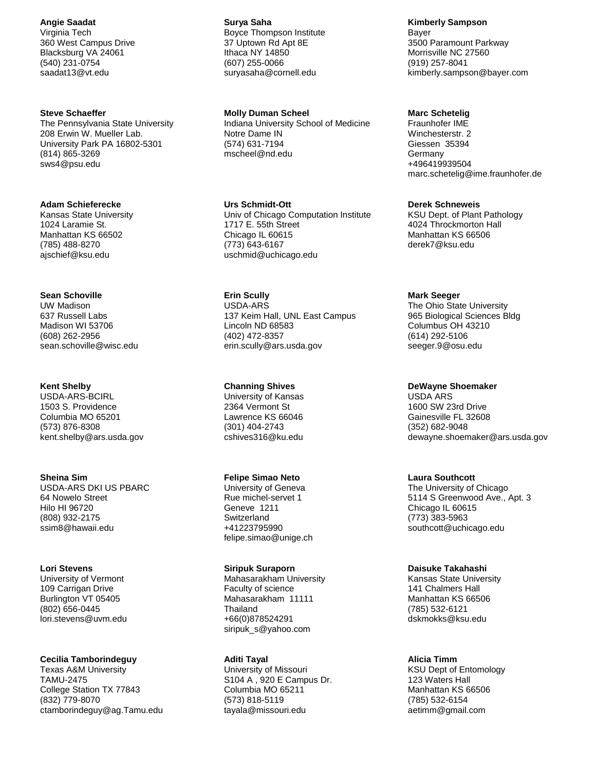**Angie Saadat**
Virginia Tech
360 West Campus Drive
Blacksburg VA 24061
(540) 231-0754
saadat13@vt.edu

**Surya Saha**
Boyce Thompson Institute
37 Uptown Rd Apt 8E
Ithaca NY 14850
(607) 255-0066
suryasaha@cornell.edu

**Kimberly Sampson**
Bayer
3500 Paramount Parkway
Morrisville NC 27560
(919) 257-8041
kimberly.sampson@bayer.com

**Steve Schaeffer**
The Pennsylvania State University
208 Erwin W. Mueller Lab.
University Park PA 16802-5301
(814) 865-3269
sws4@psu.edu

**Molly Duman Scheel**
Indiana University School of Medicine
Notre Dame IN
(574) 631-7194
mscheel@nd.edu

**Marc Schetelig**
Fraunhofer IME
Winchesterstr. 2
Giessen 35394
Germany
+496419939504
marc.schetelig@ime.fraunhofer.de

**Adam Schieferecke**
Kansas State University
1024 Laramie St.
Manhattan KS 66502
(785) 488-8270
ajschief@ksu.edu

**Urs Schmidt-Ott**
Univ of Chicago Computation Institute
1717 E. 55th Street
Chicago IL 60615
(773) 643-6167
uschmid@uchicago.edu

**Derek Schneweis**
KSU Dept. of Plant Pathology
4024 Throckmorton Hall
Manhattan KS 66506
derek7@ksu.edu

**Sean Schoville**
UW Madison
637 Russell Labs
Madison WI 53706
(608) 262-2956
sean.schoville@wisc.edu

**Erin Scully**
USDA-ARS
137 Keim Hall, UNL East Campus
Lincoln ND 68583
(402) 472-8357
erin.scully@ars.usda.gov

**Mark Seeger**
The Ohio State University
965 Biological Sciences Bldg
Columbus OH 43210
(614) 292-5106
seeger.9@osu.edu

**Kent Shelby**
USDA-ARS-BCIRL
1503 S. Providence
Columbia MO 65201
(573) 876-8308
kent.shelby@ars.usda.gov

**Channing Shives**
University of Kansas
2364 Vermont St
Lawrence KS 66046
(301) 404-2743
cshives316@ku.edu

**DeWayne Shoemaker**
USDA ARS
1600 SW 23rd Drive
Gainesville FL 32608
(352) 682-9048
dewayne.shoemaker@ars.usda.gov

**Sheina Sim**
USDA-ARS DKI US PBARC
64 Nowelo Street
Hilo HI 96720
(808) 932-2175
ssim8@hawaii.edu

**Felipe Simao Neto**
University of Geneva
Rue michel-servet 1
Geneve 1211
Switzerland
+41223795990
felipe.simao@unige.ch

**Laura Southcott**
The University of Chicago
5114 S Greenwood Ave., Apt. 3
Chicago IL 60615
(773) 383-5963
southcott@uchicago.edu

**Lori Stevens**
University of Vermont
109 Carrigan Drive
Burlington VT 05405
(802) 656-0445
lori.stevens@uvm.edu

**Siripuk Suraporn**
Mahasarakham University
Faculty of science
Mahasarakham 11111
Thailand
+66(0)878524291
siripuk_s@yahoo.com

**Daisuke Takahashi**
Kansas State University
141 Chalmers Hall
Manhattan KS 66506
(785) 532-6121
dskmokks@ksu.edu

**Cecilia Tamborindeguy**
Texas A&M University
TAMU-2475
College Station TX 77843
(832) 779-8070
ctamborindeguy@ag.Tamu.edu

**Aditi Tayal**
University of Missouri
S104 A , 920 E Campus Dr.
Columbia MO 65211
(573) 818-5119
tayala@missouri.edu

**Alicia Timm**
KSU Dept of Entomology
123 Waters Hall
Manhattan KS 66506
(785) 532-6154
aetimm@gmail.com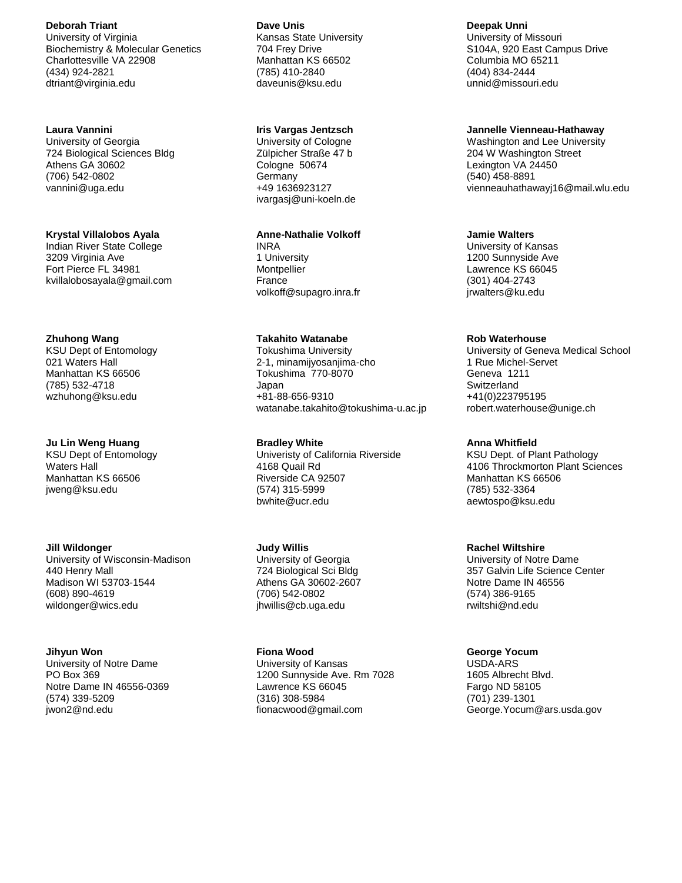**Deborah Triant**
University of Virginia
Biochemistry & Molecular Genetics
Charlottesville VA 22908
(434) 924-2821
dtriant@virginia.edu

**Dave Unis**
Kansas State University
704 Frey Drive
Manhattan KS 66502
(785) 410-2840
daveunis@ksu.edu

**Deepak Unni**
University of Missouri
S104A, 920 East Campus Drive
Columbia MO 65211
(404) 834-2444
unnid@missouri.edu

**Laura Vannini**
University of Georgia
724 Biological Sciences Bldg
Athens GA 30602
(706) 542-0802
vannini@uga.edu

**Iris Vargas Jentzsch**
University of Cologne
Zülpicher Straße 47 b
Cologne 50674
Germany
+49 1636923127
ivargasj@uni-koeln.de

**Jannelle Vienneau-Hathaway**
Washington and Lee University
204 W Washington Street
Lexington VA 24450
(540) 458-8891
vienneauhathawayj16@mail.wlu.edu

**Krystal Villalobos Ayala**
Indian River State College
3209 Virginia Ave
Fort Pierce FL 34981
kvillalobosayala@gmail.com

**Anne-Nathalie Volkoff**
INRA
1 University
Montpellier
France
volkoff@supagro.inra.fr

**Jamie Walters**
University of Kansas
1200 Sunnyside Ave
Lawrence KS 66045
(301) 404-2743
jrwalters@ku.edu

**Zhuhong Wang**
KSU Dept of Entomology
021 Waters Hall
Manhattan KS 66506
(785) 532-4718
wzhuhong@ksu.edu

**Takahito Watanabe**
Tokushima University
2-1, minamijyosanjima-cho
Tokushima 770-8070
Japan
+81-88-656-9310
watanabe.takahito@tokushima-u.ac.jp

**Rob Waterhouse**
University of Geneva Medical School
1 Rue Michel-Servet
Geneva 1211
Switzerland
+41(0)223795195
robert.waterhouse@unige.ch

**Ju Lin Weng Huang**
KSU Dept of Entomology
Waters Hall
Manhattan KS 66506
jweng@ksu.edu

**Bradley White**
Univeristy of California Riverside
4168 Quail Rd
Riverside CA 92507
(574) 315-5999
bwhite@ucr.edu

**Anna Whitfield**
KSU Dept. of Plant Pathology
4106 Throckmorton Plant Sciences
Manhattan KS 66506
(785) 532-3364
aewtospo@ksu.edu

**Jill Wildonger**
University of Wisconsin-Madison
440 Henry Mall
Madison WI 53703-1544
(608) 890-4619
wildonger@wics.edu

**Judy Willis**
University of Georgia
724 Biological Sci Bldg
Athens GA 30602-2607
(706) 542-0802
jhwillis@cb.uga.edu

**Rachel Wiltshire**
University of Notre Dame
357 Galvin Life Science Center
Notre Dame IN 46556
(574) 386-9165
rwiltshi@nd.edu

**Jihyun Won**
University of Notre Dame
PO Box 369
Notre Dame IN 46556-0369
(574) 339-5209
jwon2@nd.edu

**Fiona Wood**
University of Kansas
1200 Sunnyside Ave. Rm 7028
Lawrence KS 66045
(316) 308-5984
fionacwood@gmail.com

**George Yocum**
USDA-ARS
1605 Albrecht Blvd.
Fargo ND 58105
(701) 239-1301
George.Yocum@ars.usda.gov